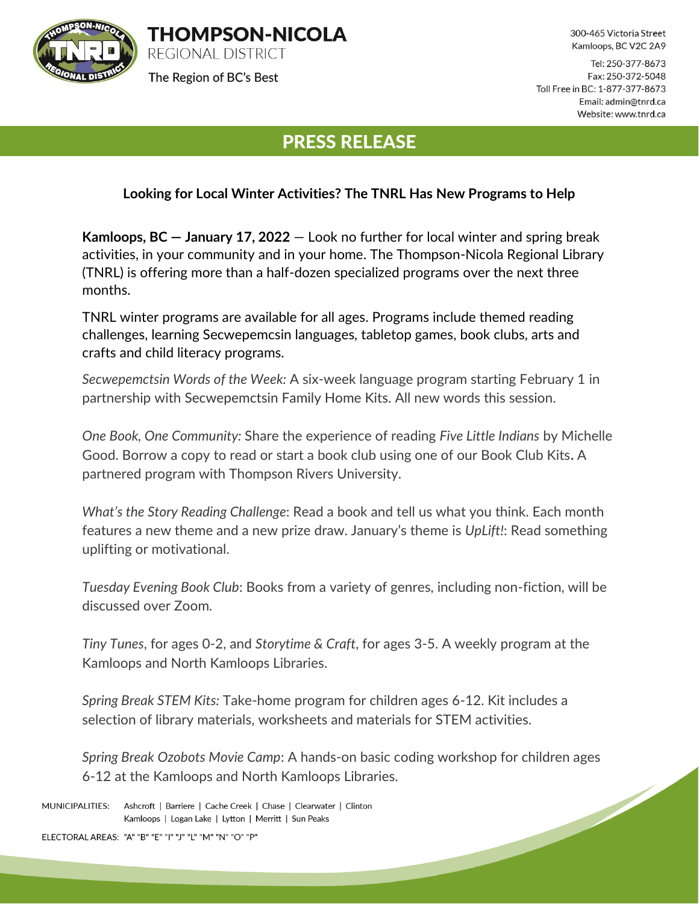# THOMPSON-NICOLA REGIONAL DISTRICT

The Region of BC's Best

300-465 Victoria Street
Kamloops, BC V2C 2A9

Tel: 250-377-8673
Fax: 250-372-5048
Toll Free in BC: 1-877-377-8673
Email: admin@tnrd.ca
Website: www.tnrd.ca

## PRESS RELEASE

### Looking for Local Winter Activities? The TNRL Has New Programs to Help

**Kamloops, BC — January 17, 2022** — Look no further for local winter and spring break activities, in your community and in your home. The Thompson-Nicola Regional Library (TNRL) is offering more than a half-dozen specialized programs over the next three months.

TNRL winter programs are available for all ages. Programs include themed reading challenges, learning Secwepemcsin languages, tabletop games, book clubs, arts and crafts and child literacy programs.

*Secwepemctsin Words of the Week:* A six-week language program starting February 1 in partnership with Secwepemctsin Family Home Kits. All new words this session.

*One Book, One Community:* Share the experience of reading *Five Little Indians* by Michelle Good. Borrow a copy to read or start a book club using one of our Book Club Kits. A partnered program with Thompson Rivers University.

*What's the Story Reading Challenge*: Read a book and tell us what you think. Each month features a new theme and a new prize draw. January's theme is *UpLift!*: Read something uplifting or motivational.

*Tuesday Evening Book Club*: Books from a variety of genres, including non-fiction, will be discussed over Zoom.

*Tiny Tunes*, for ages 0-2, and *Storytime & Craft*, for ages 3-5. A weekly program at the Kamloops and North Kamloops Libraries.

*Spring Break STEM Kits:* Take-home program for children ages 6-12. Kit includes a selection of library materials, worksheets and materials for STEM activities.

*Spring Break Ozobots Movie Camp*: A hands-on basic coding workshop for children ages 6-12 at the Kamloops and North Kamloops Libraries.

MUNICIPALITIES: Ashcroft | Barriere | Cache Creek | Chase | Clearwater | Clinton | Kamloops | Logan Lake | Lytton | Merritt | Sun Peaks

ELECTORAL AREAS: "A" "B" "E" "I" "J" "L" "M" "N" "O" "P"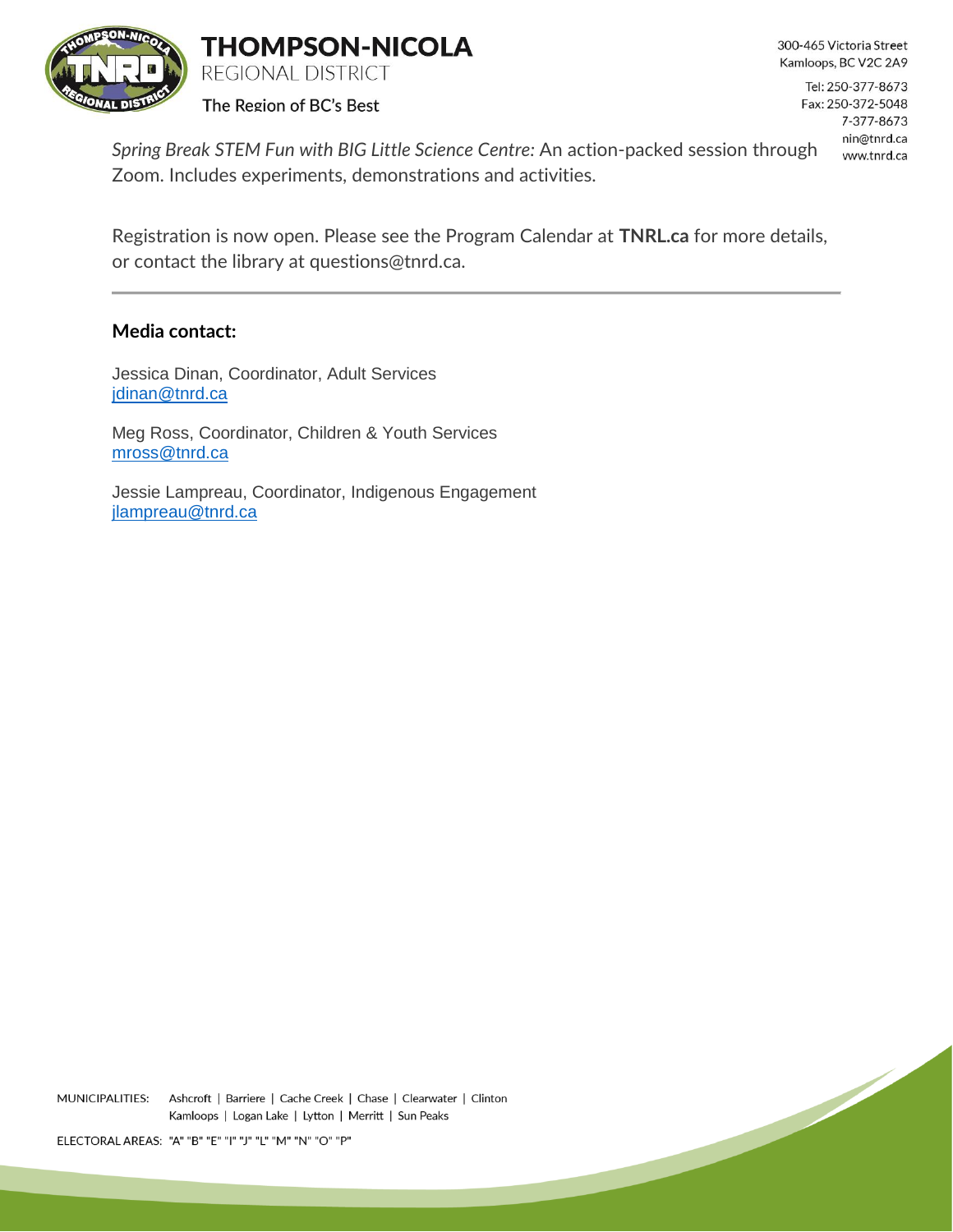*Spring Break STEM Fun with BIG Little Science Centre*: An action-packed session through Zoom. Includes experiments, demonstrations and activities.

Registration is now open. Please see the Program Calendar at **TNRL.ca** for more details, or contact the library at questions@tnrd.ca.

---

**Media contact:**

Jessica Dinan, Coordinator, Adult Services
jdinan@tnrd.ca

Meg Ross, Coordinator, Children & Youth Services
mross@tnrd.ca

Jessie Lampreau, Coordinator, Indigenous Engagement
jlampreau@tnrd.ca